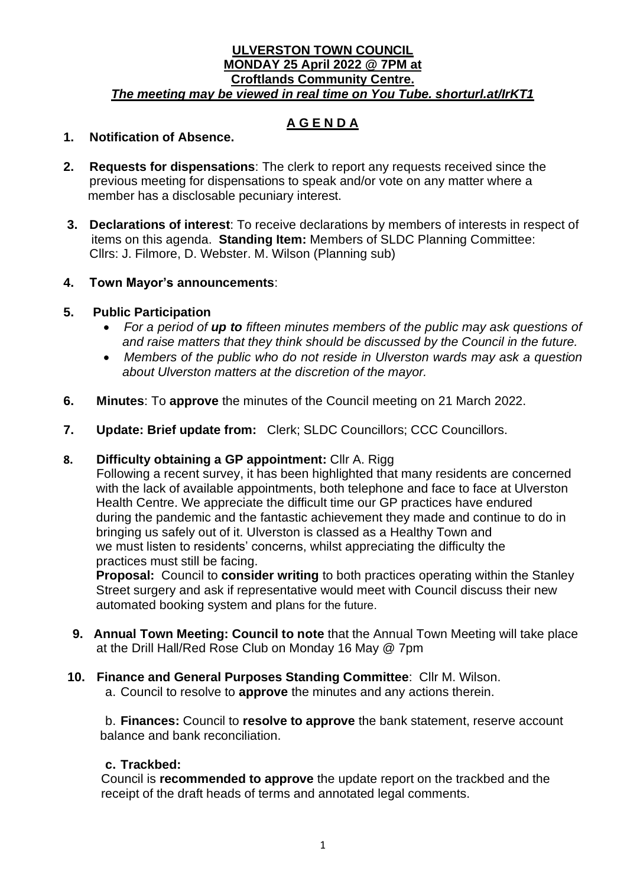**ULVERSTON TOWN COUNCIL**
**MONDAY 25 April 2022 @ 7PM at**
**Croftlands Community Centre.**
***The meeting may be viewed in real time on You Tube. shorturl.at/lrKT1***

# A G E N D A

**1. Notification of Absence.**

**2. Requests for dispensations**: The clerk to report any requests received since the previous meeting for dispensations to speak and/or vote on any matter where a member has a disclosable pecuniary interest.

**3. Declarations of interest**: To receive declarations by members of interests in respect of items on this agenda. **Standing Item:** Members of SLDC Planning Committee: Cllrs: J. Filmore, D. Webster. M. Wilson (Planning sub)

**4. Town Mayor's announcements**:

**5. Public Participation**

- *For a period of **up to** fifteen minutes members of the public may ask questions of and raise matters that they think should be discussed by the Council in the future.*
- *Members of the public who do not reside in Ulverston wards may ask a question about Ulverston matters at the discretion of the mayor.*

**6. Minutes**: To **approve** the minutes of the Council meeting on 21 March 2022.

**7. Update: Brief update from:** Clerk; SLDC Councillors; CCC Councillors.

**8. Difficulty obtaining a GP appointment:** Cllr A. Rigg

Following a recent survey, it has been highlighted that many residents are concerned with the lack of available appointments, both telephone and face to face at Ulverston Health Centre. We appreciate the difficult time our GP practices have endured during the pandemic and the fantastic achievement they made and continue to do in bringing us safely out of it. Ulverston is classed as a Healthy Town and we must listen to residents' concerns, whilst appreciating the difficulty the practices must still be facing.

**Proposal:** Council to **consider writing** to both practices operating within the Stanley Street surgery and ask if representative would meet with Council discuss their new automated booking system and plans for the future.

**9. Annual Town Meeting: Council to note** that the Annual Town Meeting will take place at the Drill Hall/Red Rose Club on Monday 16 May @ 7pm

**10. Finance and General Purposes Standing Committee**: Cllr M. Wilson.

a. Council to resolve to **approve** the minutes and any actions therein.

b. **Finances:** Council to **resolve to approve** the bank statement, reserve account balance and bank reconciliation.

**c. Trackbed:**

Council is **recommended to approve** the update report on the trackbed and the receipt of the draft heads of terms and annotated legal comments.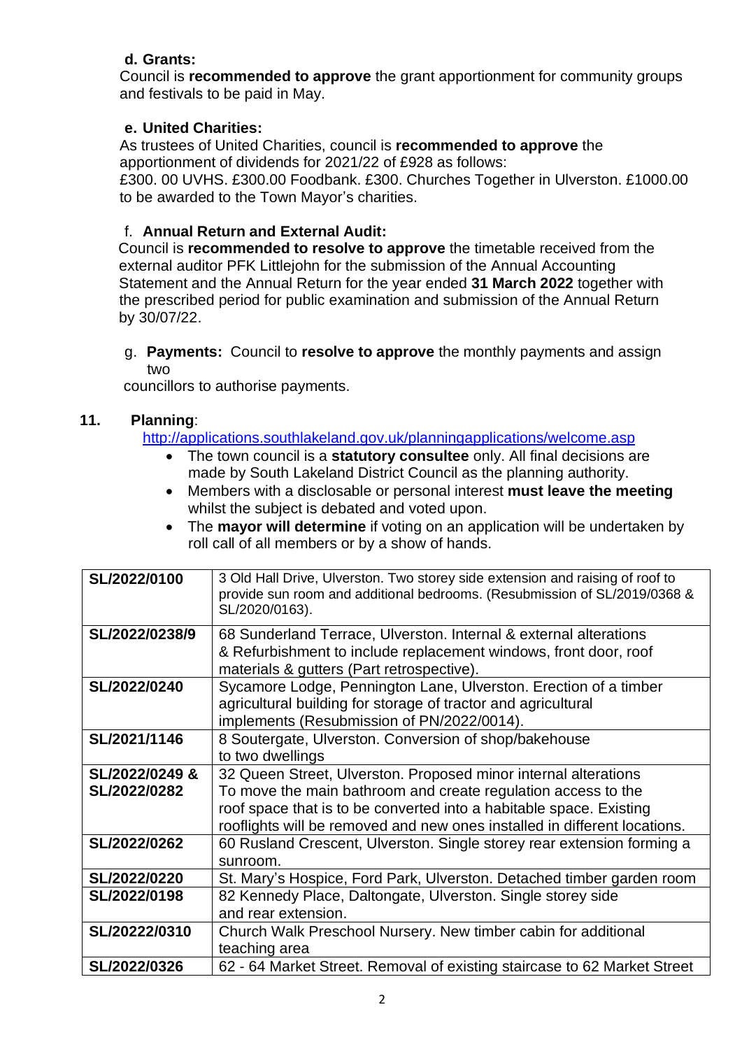**d. Grants:**

Council is **recommended to approve** the grant apportionment for community groups and festivals to be paid in May.

**e. United Charities:**

As trustees of United Charities, council is **recommended to approve** the apportionment of dividends for 2021/22 of £928 as follows:
£300. 00 UVHS. £300.00 Foodbank. £300. Churches Together in Ulverston. £1000.00 to be awarded to the Town Mayor's charities.

f. **Annual Return and External Audit:**

Council is **recommended to resolve to approve** the timetable received from the external auditor PFK Littlejohn for the submission of the Annual Accounting Statement and the Annual Return for the year ended **31 March 2022** together with the prescribed period for public examination and submission of the Annual Return by 30/07/22.

g. **Payments:** Council to **resolve to approve** the monthly payments and assign two councillors to authorise payments.

**11. Planning**:

http://applications.southlakeland.gov.uk/planningapplications/welcome.asp

- The town council is a **statutory consultee** only. All final decisions are made by South Lakeland District Council as the planning authority.
- Members with a disclosable or personal interest **must leave the meeting** whilst the subject is debated and voted upon.
- The **mayor will determine** if voting on an application will be undertaken by roll call of all members or by a show of hands.

| | |
|---|---|
| **SL/2022/0100** | 3 Old Hall Drive, Ulverston. Two storey side extension and raising of roof to provide sun room and additional bedrooms. (Resubmission of SL/2019/0368 & SL/2020/0163). |
| **SL/2022/0238/9** | 68 Sunderland Terrace, Ulverston. Internal & external alterations & Refurbishment to include replacement windows, front door, roof materials & gutters (Part retrospective). |
| **SL/2022/0240** | Sycamore Lodge, Pennington Lane, Ulverston. Erection of a timber agricultural building for storage of tractor and agricultural implements (Resubmission of PN/2022/0014). |
| **SL/2021/1146** | 8 Soutergate, Ulverston. Conversion of shop/bakehouse to two dwellings |
| **SL/2022/0249 & SL/2022/0282** | 32 Queen Street, Ulverston. Proposed minor internal alterations To move the main bathroom and create regulation access to the roof space that is to be converted into a habitable space. Existing rooflights will be removed and new ones installed in different locations. |
| **SL/2022/0262** | 60 Rusland Crescent, Ulverston. Single storey rear extension forming a sunroom. |
| **SL/2022/0220** | St. Mary's Hospice, Ford Park, Ulverston. Detached timber garden room |
| **SL/2022/0198** | 82 Kennedy Place, Daltongate, Ulverston. Single storey side and rear extension. |
| **SL/20222/0310** | Church Walk Preschool Nursery. New timber cabin for additional teaching area |
| **SL/2022/0326** | 62 - 64 Market Street. Removal of existing staircase to 62 Market Street |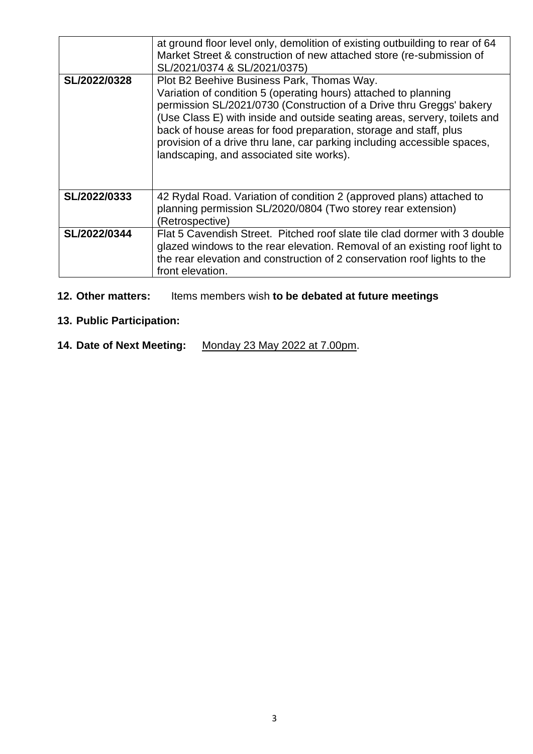| | |
|---|---|
| | at ground floor level only, demolition of existing outbuilding to rear of 64 Market Street & construction of new attached store (re-submission of SL/2021/0374 & SL/2021/0375) |
| **SL/2022/0328** | Plot B2 Beehive Business Park, Thomas Way. Variation of condition 5 (operating hours) attached to planning permission SL/2021/0730 (Construction of a Drive thru Greggs' bakery (Use Class E) with inside and outside seating areas, servery, toilets and back of house areas for food preparation, storage and staff, plus provision of a drive thru lane, car parking including accessible spaces, landscaping, and associated site works). |
| **SL/2022/0333** | 42 Rydal Road. Variation of condition 2 (approved plans) attached to planning permission SL/2020/0804 (Two storey rear extension) (Retrospective) |
| **SL/2022/0344** | Flat 5 Cavendish Street. Pitched roof slate tile clad dormer with 3 double glazed windows to the rear elevation. Removal of an existing roof light to the rear elevation and construction of 2 conservation roof lights to the front elevation. |

**12. Other matters:** Items members wish **to be debated at future meetings**

**13. Public Participation:**

**14. Date of Next Meeting:** Monday 23 May 2022 at 7.00pm.